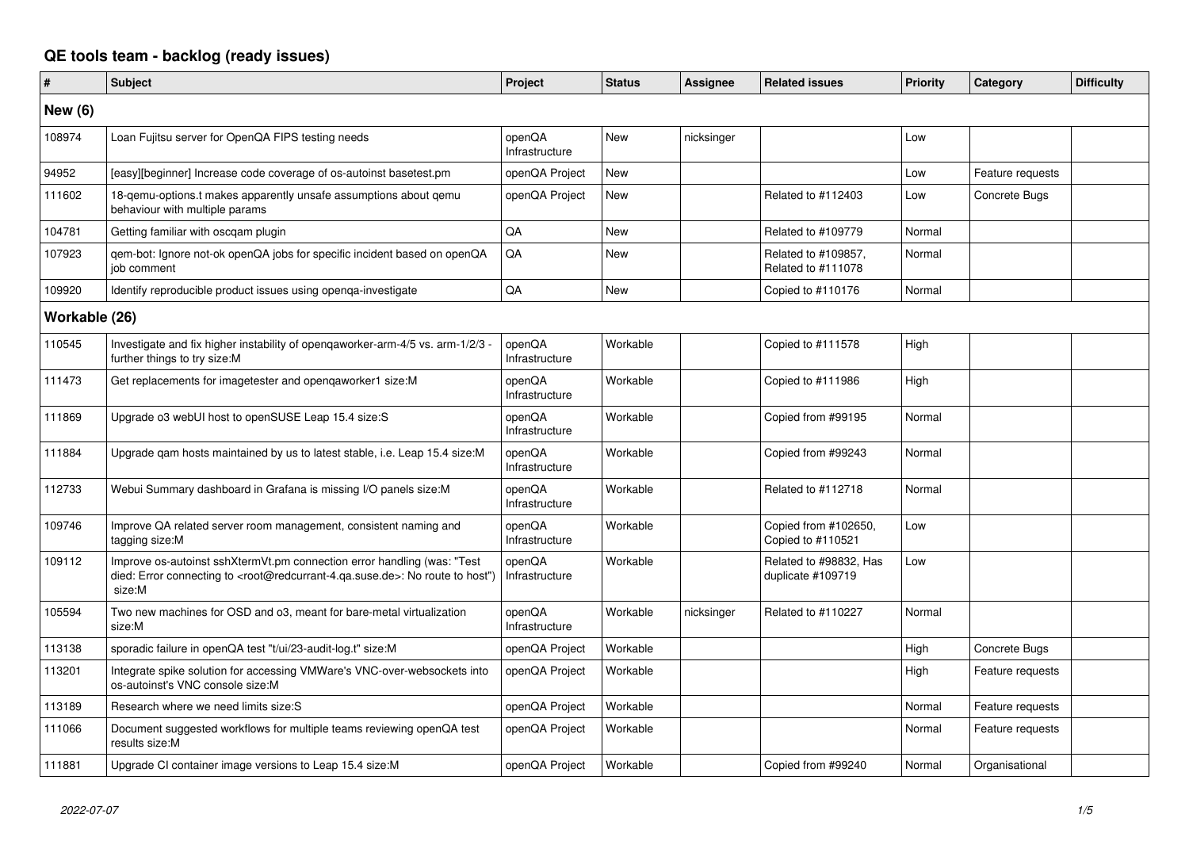# QE tools team - backlog (ready issues)

| # | Subject | Project | Status | Assignee | Related issues | Priority | Category | Difficulty |
|---|---|---|---|---|---|---|---|---|
| **New (6)** | | | | | | | | |
| 108974 | Loan Fujitsu server for OpenQA FIPS testing needs | openQA Infrastructure | New | nicksinger | | Low | | |
| 94952 | [easy][beginner] Increase code coverage of os-autoinst basetest.pm | openQA Project | New | | | Low | Feature requests | |
| 111602 | 18-qemu-options.t makes apparently unsafe assumptions about qemu behaviour with multiple params | openQA Project | New | | Related to #112403 | Low | Concrete Bugs | |
| 104781 | Getting familiar with oscqam plugin | QA | New | | Related to #109779 | Normal | | |
| 107923 | qem-bot: Ignore not-ok openQA jobs for specific incident based on openQA job comment | QA | New | | Related to #109857, Related to #111078 | Normal | | |
| 109920 | Identify reproducible product issues using openqa-investigate | QA | New | | Copied to #110176 | Normal | | |
| **Workable (26)** | | | | | | | | |
| 110545 | Investigate and fix higher instability of openqaworker-arm-4/5 vs. arm-1/2/3 - further things to try size:M | openQA Infrastructure | Workable | | Copied to #111578 | High | | |
| 111473 | Get replacements for imagetester and openqaworker1 size:M | openQA Infrastructure | Workable | | Copied to #111986 | High | | |
| 111869 | Upgrade o3 webUI host to openSUSE Leap 15.4 size:S | openQA Infrastructure | Workable | | Copied from #99195 | Normal | | |
| 111884 | Upgrade qam hosts maintained by us to latest stable, i.e. Leap 15.4 size:M | openQA Infrastructure | Workable | | Copied from #99243 | Normal | | |
| 112733 | Webui Summary dashboard in Grafana is missing I/O panels size:M | openQA Infrastructure | Workable | | Related to #112718 | Normal | | |
| 109746 | Improve QA related server room management, consistent naming and tagging size:M | openQA Infrastructure | Workable | | Copied from #102650, Copied to #110521 | Low | | |
| 109112 | Improve os-autoinst sshXtermVt.pm connection error handling (was: "Test died: Error connecting to <root@redcurrant-4.qa.suse.de>: No route to host") size:M | openQA Infrastructure | Workable | | Related to #98832, Has duplicate #109719 | Low | | |
| 105594 | Two new machines for OSD and o3, meant for bare-metal virtualization size:M | openQA Infrastructure | Workable | nicksinger | Related to #110227 | Normal | | |
| 113138 | sporadic failure in openQA test "t/ui/23-audit-log.t" size:M | openQA Project | Workable | | | High | Concrete Bugs | |
| 113201 | Integrate spike solution for accessing VMWare's VNC-over-websockets into os-autoinst's VNC console size:M | openQA Project | Workable | | | High | Feature requests | |
| 113189 | Research where we need limits size:S | openQA Project | Workable | | | Normal | Feature requests | |
| 111066 | Document suggested workflows for multiple teams reviewing openQA test results size:M | openQA Project | Workable | | | Normal | Feature requests | |
| 111881 | Upgrade CI container image versions to Leap 15.4 size:M | openQA Project | Workable | | Copied from #99240 | Normal | Organisational | |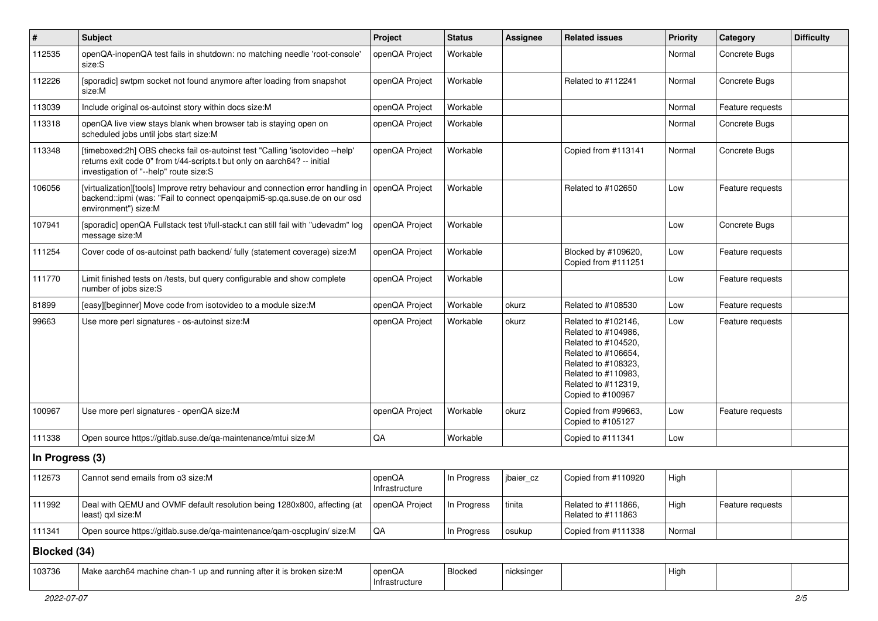| # | Subject | Project | Status | Assignee | Related issues | Priority | Category | Difficulty |
|---|---|---|---|---|---|---|---|---|
| 112535 | openQA-inopenQA test fails in shutdown: no matching needle 'root-console' size:S | openQA Project | Workable | | | Normal | Concrete Bugs | |
| 112226 | [sporadic] swtpm socket not found anymore after loading from snapshot size:M | openQA Project | Workable | | Related to #112241 | Normal | Concrete Bugs | |
| 113039 | Include original os-autoinst story within docs size:M | openQA Project | Workable | | | Normal | Feature requests | |
| 113318 | openQA live view stays blank when browser tab is staying open on scheduled jobs until jobs start size:M | openQA Project | Workable | | | Normal | Concrete Bugs | |
| 113348 | [timeboxed:2h] OBS checks fail os-autoinst test "Calling 'isotovideo --help' returns exit code 0" from t/44-scripts.t but only on aarch64? -- initial investigation of "--help" route size:S | openQA Project | Workable | | Copied from #113141 | Normal | Concrete Bugs | |
| 106056 | [virtualization][tools] Improve retry behaviour and connection error handling in backend::ipmi (was: "Fail to connect openqaipmi5-sp.qa.suse.de on our osd environment") size:M | openQA Project | Workable | | Related to #102650 | Low | Feature requests | |
| 107941 | [sporadic] openQA Fullstack test t/full-stack.t can still fail with "udevadm" log message size:M | openQA Project | Workable | | | Low | Concrete Bugs | |
| 111254 | Cover code of os-autoinst path backend/ fully (statement coverage) size:M | openQA Project | Workable | | Blocked by #109620, Copied from #111251 | Low | Feature requests | |
| 111770 | Limit finished tests on /tests, but query configurable and show complete number of jobs size:S | openQA Project | Workable | | | Low | Feature requests | |
| 81899 | [easy][beginner] Move code from isotovideo to a module size:M | openQA Project | Workable | okurz | Related to #108530 | Low | Feature requests | |
| 99663 | Use more perl signatures - os-autoinst size:M | openQA Project | Workable | okurz | Related to #102146, Related to #104986, Related to #104520, Related to #106654, Related to #108323, Related to #110983, Related to #112319, Copied to #100967 | Low | Feature requests | |
| 100967 | Use more perl signatures - openQA size:M | openQA Project | Workable | okurz | Copied from #99663, Copied to #105127 | Low | Feature requests | |
| 111338 | Open source https://gitlab.suse.de/qa-maintenance/mtui size:M | QA | Workable | | Copied to #111341 | Low | | |
| **In Progress (3)** | | | | | | | | |
| 112673 | Cannot send emails from o3 size:M | openQA Infrastructure | In Progress | jbaier_cz | Copied from #110920 | High | | |
| 111992 | Deal with QEMU and OVMF default resolution being 1280x800, affecting (at least) qxl size:M | openQA Project | In Progress | tinita | Related to #111866, Related to #111863 | High | Feature requests | |
| 111341 | Open source https://gitlab.suse.de/qa-maintenance/qam-oscplugin/ size:M | QA | In Progress | osukup | Copied from #111338 | Normal | | |
| **Blocked (34)** | | | | | | | | |
| 103736 | Make aarch64 machine chan-1 up and running after it is broken size:M | openQA Infrastructure | Blocked | nicksinger | | High | | |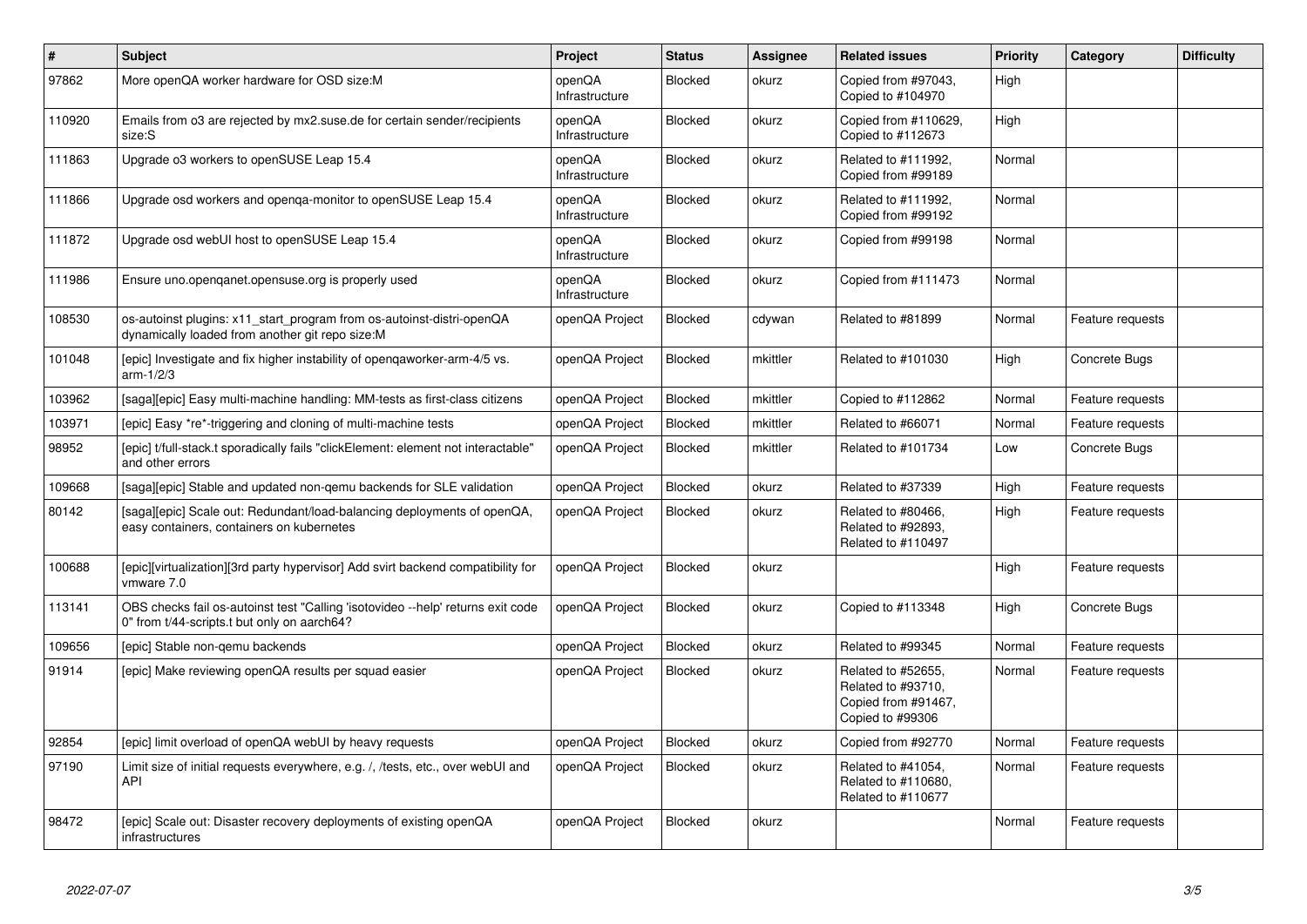| # | Subject | Project | Status | Assignee | Related issues | Priority | Category | Difficulty |
|---|---|---|---|---|---|---|---|---|
| 97862 | More openQA worker hardware for OSD size:M | openQA Infrastructure | Blocked | okurz | Copied from #97043, Copied to #104970 | High | | |
| 110920 | Emails from o3 are rejected by mx2.suse.de for certain sender/recipients size:S | openQA Infrastructure | Blocked | okurz | Copied from #110629, Copied to #112673 | High | | |
| 111863 | Upgrade o3 workers to openSUSE Leap 15.4 | openQA Infrastructure | Blocked | okurz | Related to #111992, Copied from #99189 | Normal | | |
| 111866 | Upgrade osd workers and openqa-monitor to openSUSE Leap 15.4 | openQA Infrastructure | Blocked | okurz | Related to #111992, Copied from #99192 | Normal | | |
| 111872 | Upgrade osd webUI host to openSUSE Leap 15.4 | openQA Infrastructure | Blocked | okurz | Copied from #99198 | Normal | | |
| 111986 | Ensure uno.openqanet.opensuse.org is properly used | openQA Infrastructure | Blocked | okurz | Copied from #111473 | Normal | | |
| 108530 | os-autoinst plugins: x11_start_program from os-autoinst-distri-openQA dynamically loaded from another git repo size:M | openQA Project | Blocked | cdywan | Related to #81899 | Normal | Feature requests | |
| 101048 | [epic] Investigate and fix higher instability of openqaworker-arm-4/5 vs. arm-1/2/3 | openQA Project | Blocked | mkittler | Related to #101030 | High | Concrete Bugs | |
| 103962 | [saga][epic] Easy multi-machine handling: MM-tests as first-class citizens | openQA Project | Blocked | mkittler | Copied to #112862 | Normal | Feature requests | |
| 103971 | [epic] Easy *re*-triggering and cloning of multi-machine tests | openQA Project | Blocked | mkittler | Related to #66071 | Normal | Feature requests | |
| 98952 | [epic] t/full-stack.t sporadically fails "clickElement: element not interactable" and other errors | openQA Project | Blocked | mkittler | Related to #101734 | Low | Concrete Bugs | |
| 109668 | [saga][epic] Stable and updated non-qemu backends for SLE validation | openQA Project | Blocked | okurz | Related to #37339 | High | Feature requests | |
| 80142 | [saga][epic] Scale out: Redundant/load-balancing deployments of openQA, easy containers, containers on kubernetes | openQA Project | Blocked | okurz | Related to #80466, Related to #92893, Related to #110497 | High | Feature requests | |
| 100688 | [epic][virtualization][3rd party hypervisor] Add svirt backend compatibility for vmware 7.0 | openQA Project | Blocked | okurz | | High | Feature requests | |
| 113141 | OBS checks fail os-autoinst test "Calling 'isotovideo --help' returns exit code 0" from t/44-scripts.t but only on aarch64? | openQA Project | Blocked | okurz | Copied to #113348 | High | Concrete Bugs | |
| 109656 | [epic] Stable non-qemu backends | openQA Project | Blocked | okurz | Related to #99345 | Normal | Feature requests | |
| 91914 | [epic] Make reviewing openQA results per squad easier | openQA Project | Blocked | okurz | Related to #52655, Related to #93710, Copied from #91467, Copied to #99306 | Normal | Feature requests | |
| 92854 | [epic] limit overload of openQA webUI by heavy requests | openQA Project | Blocked | okurz | Copied from #92770 | Normal | Feature requests | |
| 97190 | Limit size of initial requests everywhere, e.g. /, /tests, etc., over webUI and API | openQA Project | Blocked | okurz | Related to #41054, Related to #110680, Related to #110677 | Normal | Feature requests | |
| 98472 | [epic] Scale out: Disaster recovery deployments of existing openQA infrastructures | openQA Project | Blocked | okurz | | Normal | Feature requests | |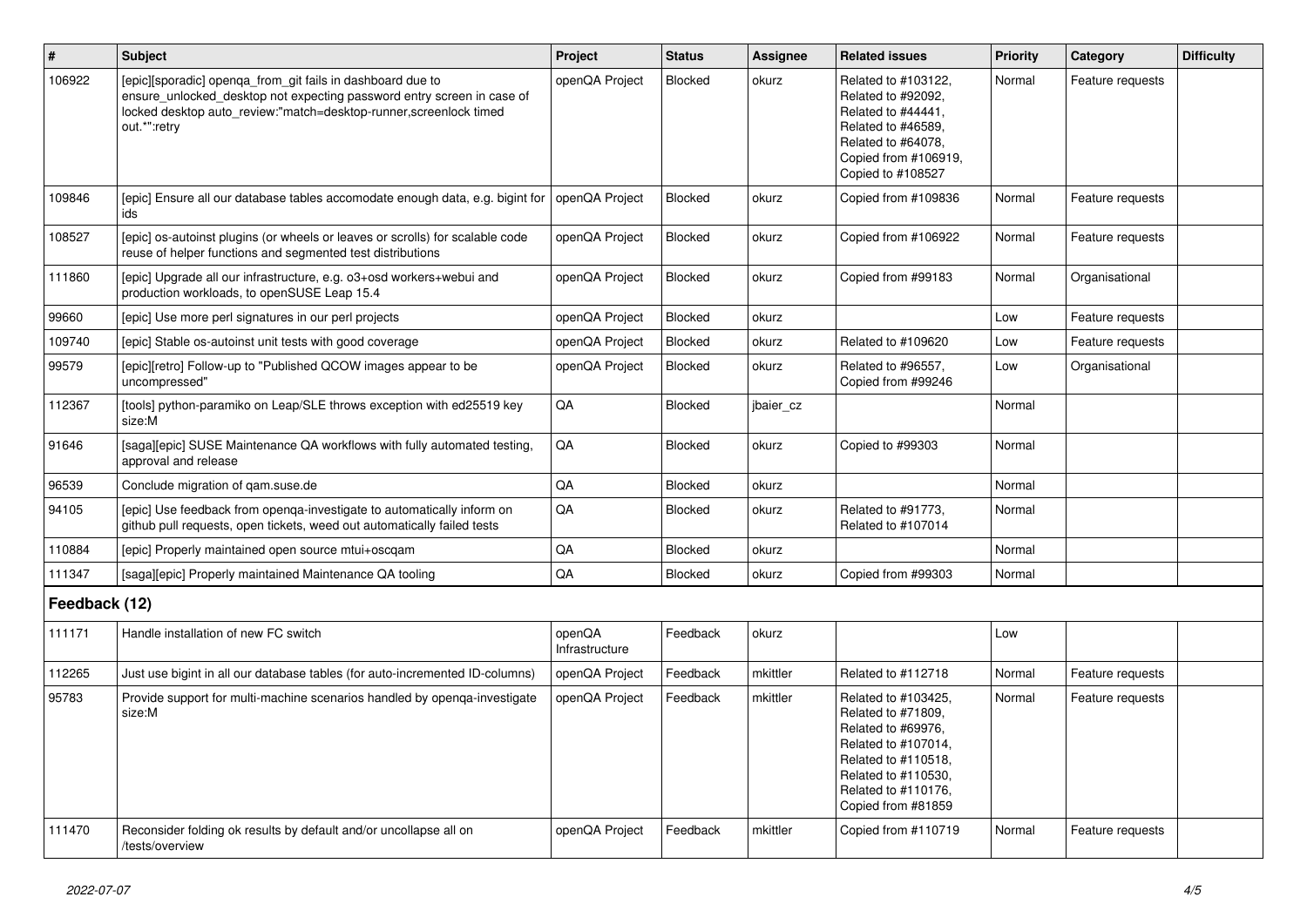| # | Subject | Project | Status | Assignee | Related issues | Priority | Category | Difficulty |
|---|---|---|---|---|---|---|---|---|
| 106922 | [epic][sporadic] openqa_from_git fails in dashboard due to ensure_unlocked_desktop not expecting password entry screen in case of locked desktop auto_review:"match=desktop-runner,screenlock timed out.*":retry | openQA Project | Blocked | okurz | Related to #103122, Related to #92092, Related to #44441, Related to #46589, Related to #64078, Copied from #106919, Copied to #108527 | Normal | Feature requests | |
| 109846 | [epic] Ensure all our database tables accomodate enough data, e.g. bigint for ids | openQA Project | Blocked | okurz | Copied from #109836 | Normal | Feature requests | |
| 108527 | [epic] os-autoinst plugins (or wheels or leaves or scrolls) for scalable code reuse of helper functions and segmented test distributions | openQA Project | Blocked | okurz | Copied from #106922 | Normal | Feature requests | |
| 111860 | [epic] Upgrade all our infrastructure, e.g. o3+osd workers+webui and production workloads, to openSUSE Leap 15.4 | openQA Project | Blocked | okurz | Copied from #99183 | Normal | Organisational | |
| 99660 | [epic] Use more perl signatures in our perl projects | openQA Project | Blocked | okurz | | Low | Feature requests | |
| 109740 | [epic] Stable os-autoinst unit tests with good coverage | openQA Project | Blocked | okurz | Related to #109620 | Low | Feature requests | |
| 99579 | [epic][retro] Follow-up to "Published QCOW images appear to be uncompressed" | openQA Project | Blocked | okurz | Related to #96557, Copied from #99246 | Low | Organisational | |
| 112367 | [tools] python-paramiko on Leap/SLE throws exception with ed25519 key size:M | QA | Blocked | jbaier_cz | | Normal | | |
| 91646 | [saga][epic] SUSE Maintenance QA workflows with fully automated testing, approval and release | QA | Blocked | okurz | Copied to #99303 | Normal | | |
| 96539 | Conclude migration of qam.suse.de | QA | Blocked | okurz | | Normal | | |
| 94105 | [epic] Use feedback from openqa-investigate to automatically inform on github pull requests, open tickets, weed out automatically failed tests | QA | Blocked | okurz | Related to #91773, Related to #107014 | Normal | | |
| 110884 | [epic] Properly maintained open source mtui+oscqam | QA | Blocked | okurz | | Normal | | |
| 111347 | [saga][epic] Properly maintained Maintenance QA tooling | QA | Blocked | okurz | Copied from #99303 | Normal | | |

## Feedback (12)

| # | Subject | Project | Status | Assignee | Related issues | Priority | Category | Difficulty |
|---|---|---|---|---|---|---|---|---|
| 111171 | Handle installation of new FC switch | openQA Infrastructure | Feedback | okurz | | Low | | |
| 112265 | Just use bigint in all our database tables (for auto-incremented ID-columns) | openQA Project | Feedback | mkittler | Related to #112718 | Normal | Feature requests | |
| 95783 | Provide support for multi-machine scenarios handled by openqa-investigate size:M | openQA Project | Feedback | mkittler | Related to #103425, Related to #71809, Related to #69976, Related to #107014, Related to #110518, Related to #110530, Related to #110176, Copied from #81859 | Normal | Feature requests | |
| 111470 | Reconsider folding ok results by default and/or uncollapse all on /tests/overview | openQA Project | Feedback | mkittler | Copied from #110719 | Normal | Feature requests | |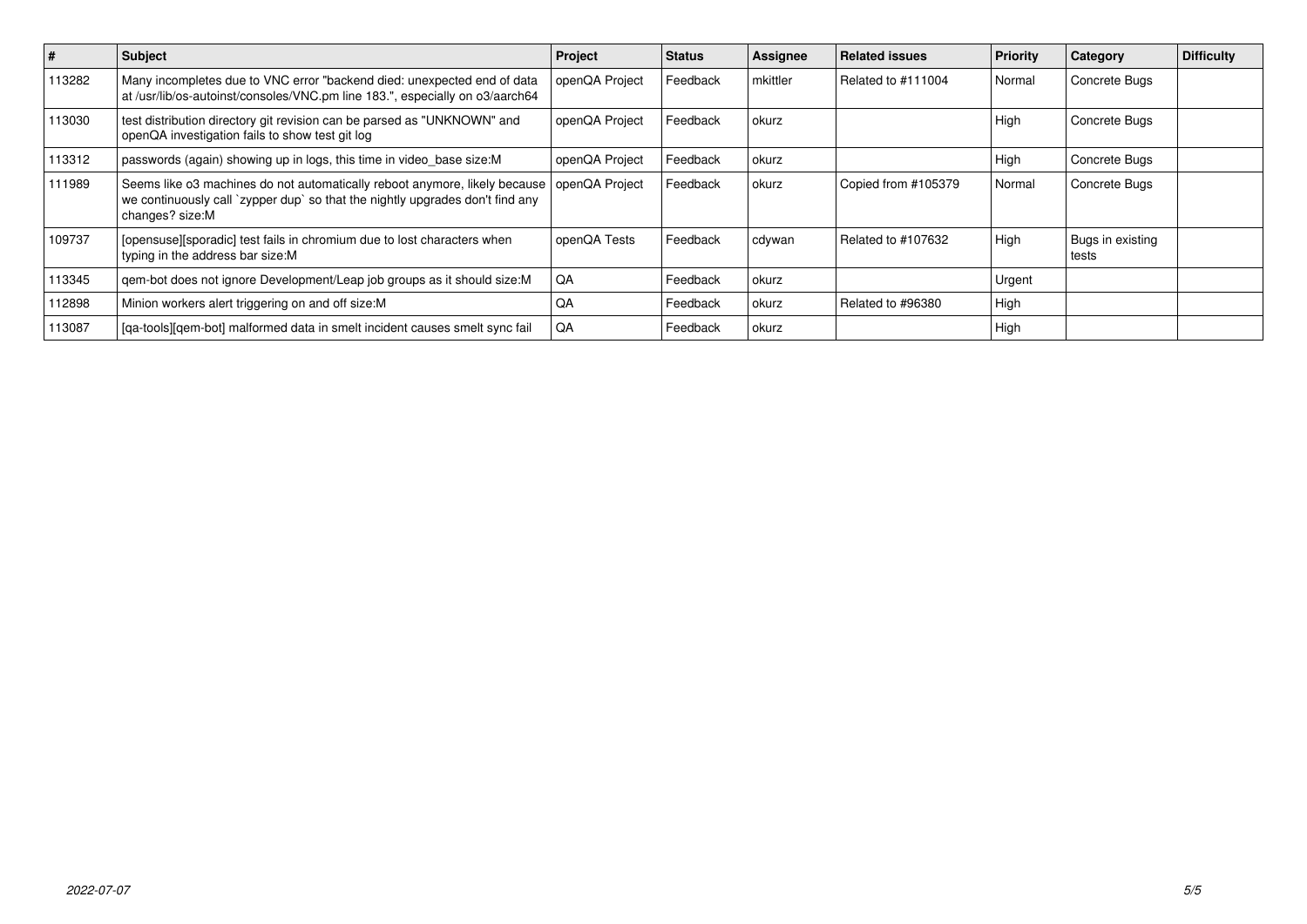| # | Subject | Project | Status | Assignee | Related issues | Priority | Category | Difficulty |
|---|---|---|---|---|---|---|---|---|
| 113282 | Many incompletes due to VNC error "backend died: unexpected end of data at /usr/lib/os-autoinst/consoles/VNC.pm line 183.", especially on o3/aarch64 | openQA Project | Feedback | mkittler | Related to #111004 | Normal | Concrete Bugs | |
| 113030 | test distribution directory git revision can be parsed as "UNKNOWN" and openQA investigation fails to show test git log | openQA Project | Feedback | okurz | | High | Concrete Bugs | |
| 113312 | passwords (again) showing up in logs, this time in video_base size:M | openQA Project | Feedback | okurz | | High | Concrete Bugs | |
| 111989 | Seems like o3 machines do not automatically reboot anymore, likely because we continuously call `zypper dup` so that the nightly upgrades don't find any changes? size:M | openQA Project | Feedback | okurz | Copied from #105379 | Normal | Concrete Bugs | |
| 109737 | [opensuse][sporadic] test fails in chromium due to lost characters when typing in the address bar size:M | openQA Tests | Feedback | cdywan | Related to #107632 | High | Bugs in existing tests | |
| 113345 | qem-bot does not ignore Development/Leap job groups as it should size:M | QA | Feedback | okurz | | Urgent | | |
| 112898 | Minion workers alert triggering on and off size:M | QA | Feedback | okurz | Related to #96380 | High | | |
| 113087 | [qa-tools][qem-bot] malformed data in smelt incident causes smelt sync fail | QA | Feedback | okurz | | High | | |